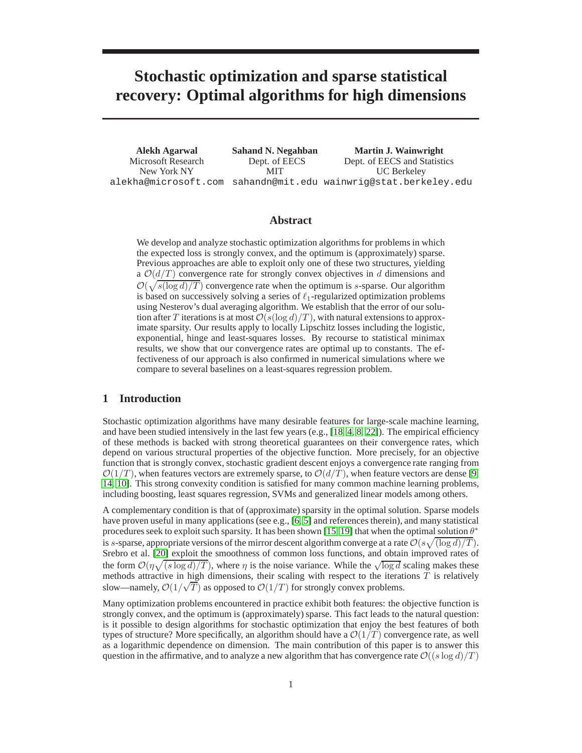# Stochastic optimization and sparse statistical recovery: Optimal algorithms for high dimensions

**Alekh Agarwal**
Microsoft Research
New York NY
alekha@microsoft.com

**Sahand N. Negahban**
Dept. of EECS
MIT
sahandn@mit.edu

**Martin J. Wainwright**
Dept. of EECS and Statistics
UC Berkeley
wainwrig@stat.berkeley.edu

## Abstract

We develop and analyze stochastic optimization algorithms for problems in which the expected loss is strongly convex, and the optimum is (approximately) sparse. Previous approaches are able to exploit only one of these two structures, yielding a $\mathcal{O}(d/T)$ convergence rate for strongly convex objectives in $d$ dimensions and $\mathcal{O}(\sqrt{s(\log d)/T})$ convergence rate when the optimum is $s$-sparse. Our algorithm is based on successively solving a series of $\ell_1$-regularized optimization problems using Nesterov's dual averaging algorithm. We establish that the error of our solution after $T$ iterations is at most $\mathcal{O}(s(\log d)/T)$, with natural extensions to approximate sparsity. Our results apply to locally Lipschitz losses including the logistic, exponential, hinge and least-squares losses. By recourse to statistical minimax results, we show that our convergence rates are optimal up to constants. The effectiveness of our approach is also confirmed in numerical simulations where we compare to several baselines on a least-squares regression problem.

## 1 Introduction

Stochastic optimization algorithms have many desirable features for large-scale machine learning, and have been studied intensively in the last few years (e.g., [18, 4, 8, 22]). The empirical efficiency of these methods is backed with strong theoretical guarantees on their convergence rates, which depend on various structural properties of the objective function. More precisely, for an objective function that is strongly convex, stochastic gradient descent enjoys a convergence rate ranging from $\mathcal{O}(1/T)$, when features vectors are extremely sparse, to $\mathcal{O}(d/T)$, when feature vectors are dense [9, 14, 10]. This strong convexity condition is satisfied for many common machine learning problems, including boosting, least squares regression, SVMs and generalized linear models among others.

A complementary condition is that of (approximate) sparsity in the optimal solution. Sparse models have proven useful in many applications (see e.g., [6, 5] and references therein), and many statistical procedures seek to exploit such sparsity. It has been shown [15, 19] that when the optimal solution $\theta^*$ is $s$-sparse, appropriate versions of the mirror descent algorithm converge at a rate $\mathcal{O}(s\sqrt{(\log d)/T})$. Srebro et al. [20] exploit the smoothness of common loss functions, and obtain improved rates of the form $\mathcal{O}(\eta\sqrt{(s \log d)/T})$, where $\eta$ is the noise variance. While the $\sqrt{\log d}$ scaling makes these methods attractive in high dimensions, their scaling with respect to the iterations $T$ is relatively slow—namely, $\mathcal{O}(1/\sqrt{T})$ as opposed to $\mathcal{O}(1/T)$ for strongly convex problems.

Many optimization problems encountered in practice exhibit both features: the objective function is strongly convex, and the optimum is (approximately) sparse. This fact leads to the natural question: is it possible to design algorithms for stochastic optimization that enjoy the best features of both types of structure? More specifically, an algorithm should have a $\mathcal{O}(1/T)$ convergence rate, as well as a logarithmic dependence on dimension. The main contribution of this paper is to answer this question in the affirmative, and to analyze a new algorithm that has convergence rate $\mathcal{O}((s \log d)/T)$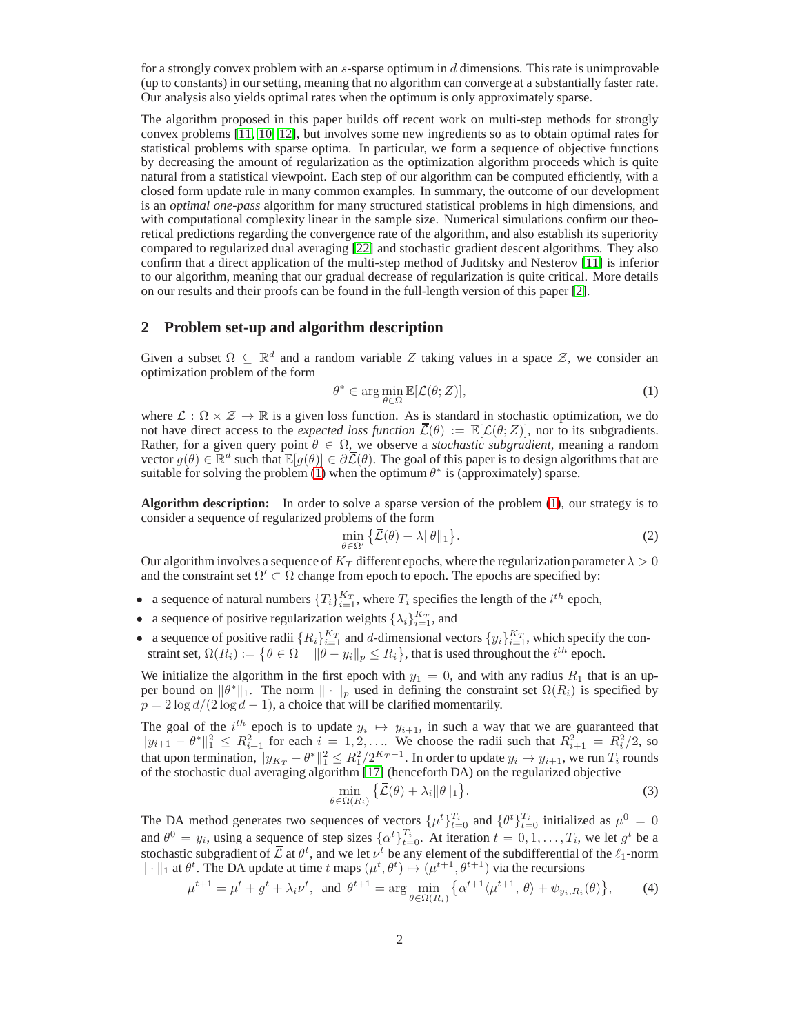for a strongly convex problem with an $s$-sparse optimum in $d$ dimensions. This rate is unimprovable (up to constants) in our setting, meaning that no algorithm can converge at a substantially faster rate. Our analysis also yields optimal rates when the optimum is only approximately sparse.

The algorithm proposed in this paper builds off recent work on multi-step methods for strongly convex problems [11, 10, 12], but involves some new ingredients so as to obtain optimal rates for statistical problems with sparse optima. In particular, we form a sequence of objective functions by decreasing the amount of regularization as the optimization algorithm proceeds which is quite natural from a statistical viewpoint. Each step of our algorithm can be computed efficiently, with a closed form update rule in many common examples. In summary, the outcome of our development is an *optimal one-pass* algorithm for many structured statistical problems in high dimensions, and with computational complexity linear in the sample size. Numerical simulations confirm our theoretical predictions regarding the convergence rate of the algorithm, and also establish its superiority compared to regularized dual averaging [22] and stochastic gradient descent algorithms. They also confirm that a direct application of the multi-step method of Juditsky and Nesterov [11] is inferior to our algorithm, meaning that our gradual decrease of regularization is quite critical. More details on our results and their proofs can be found in the full-length version of this paper [2].

## 2 Problem set-up and algorithm description

Given a subset $\Omega \subseteq \mathbb{R}^d$ and a random variable $Z$ taking values in a space $\mathcal{Z}$, we consider an optimization problem of the form

$$\theta^* \in \arg\min_{\theta \in \Omega} \mathbb{E}[\mathcal{L}(\theta; Z)], \tag{1}$$

where $\mathcal{L} : \Omega \times \mathcal{Z} \to \mathbb{R}$ is a given loss function. As is standard in stochastic optimization, we do not have direct access to the *expected loss function* $\overline{\mathcal{L}}(\theta) := \mathbb{E}[\mathcal{L}(\theta; Z)]$, nor to its subgradients. Rather, for a given query point $\theta \in \Omega$, we observe a *stochastic subgradient*, meaning a random vector $g(\theta) \in \mathbb{R}^d$ such that $\mathbb{E}[g(\theta)] \in \partial\overline{\mathcal{L}}(\theta)$. The goal of this paper is to design algorithms that are suitable for solving the problem (1) when the optimum $\theta^*$ is (approximately) sparse.

**Algorithm description:** In order to solve a sparse version of the problem (1), our strategy is to consider a sequence of regularized problems of the form

$$\min_{\theta \in \Omega'} \{\overline{\mathcal{L}}(\theta) + \lambda\|\theta\|_1\}. \tag{2}$$

Our algorithm involves a sequence of $K_T$ different epochs, where the regularization parameter $\lambda > 0$ and the constraint set $\Omega' \subset \Omega$ change from epoch to epoch. The epochs are specified by:

- a sequence of natural numbers $\{T_i\}_{i=1}^{K_T}$, where $T_i$ specifies the length of the $i^{th}$ epoch,
- a sequence of positive regularization weights $\{\lambda_i\}_{i=1}^{K_T}$, and
- a sequence of positive radii $\{R_i\}_{i=1}^{K_T}$ and $d$-dimensional vectors $\{y_i\}_{i=1}^{K_T}$, which specify the constraint set, $\Omega(R_i) := \{\theta \in \Omega \mid \|\theta - y_i\|_p \leq R_i\}$, that is used throughout the $i^{th}$ epoch.

We initialize the algorithm in the first epoch with $y_1 = 0$, and with any radius $R_1$ that is an upper bound on $\|\theta^*\|_1$. The norm $\|\cdot\|_p$ used in defining the constraint set $\Omega(R_i)$ is specified by $p = 2\log d/(2\log d - 1)$, a choice that will be clarified momentarily.

The goal of the $i^{th}$ epoch is to update $y_i \mapsto y_{i+1}$, in such a way that we are guaranteed that $\|y_{i+1} - \theta^*\|_1^2 \leq R_{i+1}^2$ for each $i = 1, 2, \ldots$. We choose the radii such that $R_{i+1}^2 = R_i^2/2$, so that upon termination, $\|y_{K_T} - \theta^*\|_1^2 \leq R_1^2/2^{K_T - 1}$. In order to update $y_i \mapsto y_{i+1}$, we run $T_i$ rounds of the stochastic dual averaging algorithm [17] (henceforth DA) on the regularized objective

$$\min_{\theta \in \Omega(R_i)} \{\overline{\mathcal{L}}(\theta) + \lambda_i\|\theta\|_1\}. \tag{3}$$

The DA method generates two sequences of vectors $\{\mu^t\}_{t=0}^{T_i}$ and $\{\theta^t\}_{t=0}^{T_i}$ initialized as $\mu^0 = 0$ and $\theta^0 = y_i$, using a sequence of step sizes $\{\alpha^t\}_{t=0}^{T_i}$. At iteration $t = 0, 1, \ldots, T_i$, we let $g^t$ be a stochastic subgradient of $\overline{\mathcal{L}}$ at $\theta^t$, and we let $\nu^t$ be any element of the subdifferential of the $\ell_1$-norm $\|\cdot\|_1$ at $\theta^t$. The DA update at time $t$ maps $(\mu^t, \theta^t) \mapsto (\mu^{t+1}, \theta^{t+1})$ via the recursions

$$\mu^{t+1} = \mu^t + g^t + \lambda_i\nu^t, \text{ and } \theta^{t+1} = \arg\min_{\theta \in \Omega(R_i)} \{\alpha^{t+1}\langle\mu^{t+1}, \theta\rangle + \psi_{y_i, R_i}(\theta)\}, \tag{4}$$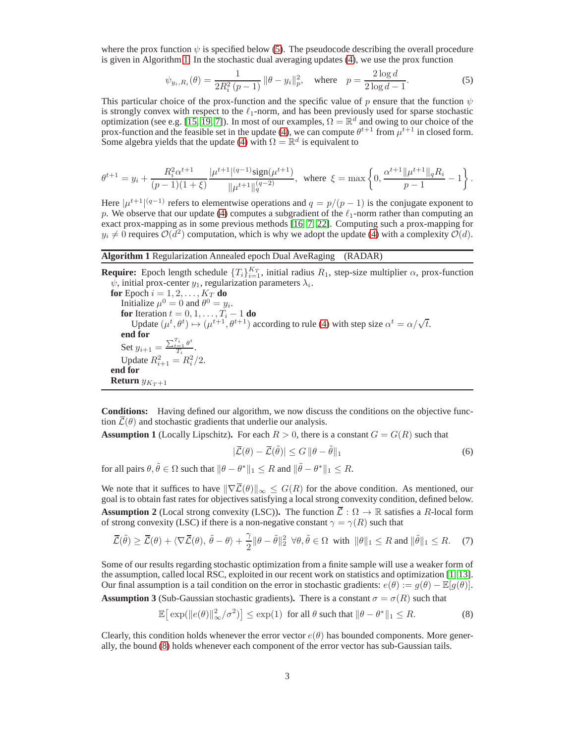where the prox function $\psi$ is specified below (5). The pseudocode describing the overall procedure is given in Algorithm 1. In the stochastic dual averaging updates (4), we use the prox function

$$\psi_{y_i, R_i}(\theta) = \frac{1}{2R_i^2\,(p-1)}\,\|\theta - y_i\|_p^2, \quad \text{where} \quad p = \frac{2\log d}{2\log d - 1}. \tag{5}$$

This particular choice of the prox-function and the specific value of $p$ ensure that the function $\psi$ is strongly convex with respect to the $\ell_1$-norm, and has been previously used for sparse stochastic optimization (see e.g. [15, 19, 7]). In most of our examples, $\Omega = \mathbb{R}^d$ and owing to our choice of the prox-function and the feasible set in the update (4), we can compute $\theta^{t+1}$ from $\mu^{t+1}$ in closed form. Some algebra yields that the update (4) with $\Omega = \mathbb{R}^d$ is equivalent to

$$\theta^{t+1} = y_i + \frac{R_i^2 \alpha^{t+1}}{(p-1)(1+\xi)} \frac{|\mu^{t+1}|^{(q-1)}\text{sign}(\mu^{t+1})}{\|\mu^{t+1}\|_q^{(q-2)}}, \ \text{ where } \ \xi = \max\left\{0, \frac{\alpha^{t+1}\|\mu^{t+1}\|_q R_i}{p-1} - 1\right\}.$$

Here $|\mu^{t+1}|^{(q-1)}$ refers to elementwise operations and $q = p/(p-1)$ is the conjugate exponent to $p$. We observe that our update (4) computes a subgradient of the $\ell_1$-norm rather than computing an exact prox-mapping as in some previous methods [16, 7, 22]. Computing such a prox-mapping for $y_i \neq 0$ requires $\mathcal{O}(d^2)$ computation, which is why we adopt the update (4) with a complexity $\mathcal{O}(d)$.

---

**Algorithm 1** Regularization Annealed epoch Dual AveRaging (RADAR)

---

**Require:** Epoch length schedule $\{T_i\}_{i=1}^{K_T}$, initial radius $R_1$, step-size multiplier $\alpha$, prox-function $\psi$, initial prox-center $y_1$, regularization parameters $\lambda_i$.

**for** Epoch $i = 1, 2, \ldots, K_T$ **do**

  Initialize $\mu^0 = 0$ and $\theta^0 = y_i$.

  **for** Iteration $t = 0, 1, \ldots, T_i - 1$ **do**

    Update $(\mu^t, \theta^t) \mapsto (\mu^{t+1}, \theta^{t+1})$ according to rule (4) with step size $\alpha^t = \alpha/\sqrt{t}$.

  **end for**

  Set $y_{i+1} = \frac{\sum_{t=1}^{T_i} \theta^t}{T_i}$.

  Update $R_{i+1}^2 = R_i^2/2$.

**end for**

**Return** $y_{K_T+1}$

---

**Conditions:** Having defined our algorithm, we now discuss the conditions on the objective function $\overline{\mathcal{L}}(\theta)$ and stochastic gradients that underlie our analysis.

**Assumption 1** (Locally Lipschitz)**.** For each $R > 0$, there is a constant $G = G(R)$ such that

$$|\overline{\mathcal{L}}(\theta) - \overline{\mathcal{L}}(\tilde{\theta})| \leq G\,\|\theta - \tilde{\theta}\|_1 \tag{6}$$

for all pairs $\theta, \tilde{\theta} \in \Omega$ such that $\|\theta - \theta^*\|_1 \leq R$ and $\|\tilde{\theta} - \theta^*\|_1 \leq R$.

We note that it suffices to have $\|\nabla\overline{\mathcal{L}}(\theta)\|_\infty \leq G(R)$ for the above condition. As mentioned, our goal is to obtain fast rates for objectives satisfying a local strong convexity condition, defined below.

**Assumption 2** (Local strong convexity (LSC))**.** The function $\overline{\mathcal{L}} : \Omega \to \mathbb{R}$ satisfies a $R$-local form of strong convexity (LSC) if there is a non-negative constant $\gamma = \gamma(R)$ such that

$$\overline{\mathcal{L}}(\tilde{\theta}) \geq \overline{\mathcal{L}}(\theta) + \langle \nabla\overline{\mathcal{L}}(\theta),\, \tilde{\theta} - \theta\rangle + \frac{\gamma}{2}\|\theta - \tilde{\theta}\|_2^2 \ \ \forall \theta, \tilde{\theta} \in \Omega \ \text{ with } \ \|\theta\|_1 \leq R \text{ and } \|\tilde{\theta}\|_1 \leq R. \tag{7}$$

Some of our results regarding stochastic optimization from a finite sample will use a weaker form of the assumption, called local RSC, exploited in our recent work on statistics and optimization [1, 13]. Our final assumption is a tail condition on the error in stochastic gradients: $e(\theta) := g(\theta) - \mathbb{E}[g(\theta)]$.

**Assumption 3** (Sub-Gaussian stochastic gradients)**.** There is a constant $\sigma = \sigma(R)$ such that

$$\mathbb{E}\big[\exp(\|e(\theta)\|_\infty^2/\sigma^2)\big] \leq \exp(1) \ \text{ for all } \theta \text{ such that } \|\theta - \theta^*\|_1 \leq R. \tag{8}$$

Clearly, this condition holds whenever the error vector $e(\theta)$ has bounded components. More generally, the bound (8) holds whenever each component of the error vector has sub-Gaussian tails.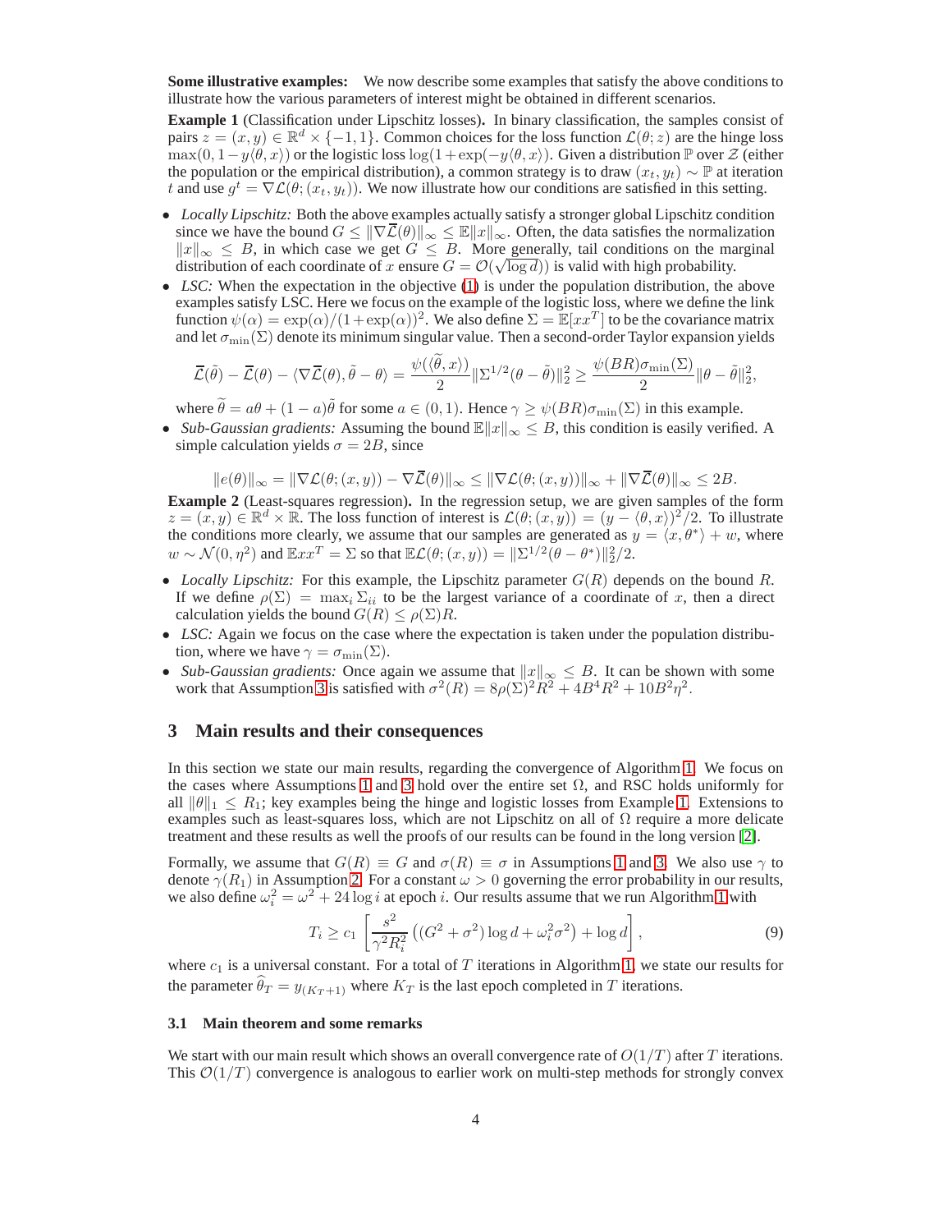**Some illustrative examples:** We now describe some examples that satisfy the above conditions to illustrate how the various parameters of interest might be obtained in different scenarios.

**Example 1** (Classification under Lipschitz losses)**.** In binary classification, the samples consist of pairs $z = (x, y) \in \mathbb{R}^d \times \{-1, 1\}$. Common choices for the loss function $\mathcal{L}(\theta; z)$ are the hinge loss $\max(0, 1 - y\langle\theta, x\rangle)$ or the logistic loss $\log(1 + \exp(-y\langle\theta, x\rangle)$. Given a distribution $\mathbb{P}$ over $\mathcal{Z}$ (either the population or the empirical distribution), a common strategy is to draw $(x_t, y_t) \sim \mathbb{P}$ at iteration $t$ and use $g^t = \nabla\mathcal{L}(\theta; (x_t, y_t))$. We now illustrate how our conditions are satisfied in this setting.

- *Locally Lipschitz:* Both the above examples actually satisfy a stronger global Lipschitz condition since we have the bound $G \leq \|\nabla\overline{\mathcal{L}}(\theta)\|_\infty \leq \mathbb{E}\|x\|_\infty$. Often, the data satisfies the normalization $\|x\|_\infty \leq B$, in which case we get $G \leq B$. More generally, tail conditions on the marginal distribution of each coordinate of $x$ ensure $G = \mathcal{O}(\sqrt{\log d})$ is valid with high probability.
- *LSC:* When the expectation in the objective (1) is under the population distribution, the above examples satisfy LSC. Here we focus on the example of the logistic loss, where we define the link function $\psi(\alpha) = \exp(\alpha)/(1 + \exp(\alpha))^2$. We also define $\Sigma = \mathbb{E}[xx^T]$ to be the covariance matrix and let $\sigma_{\min}(\Sigma)$ denote its minimum singular value. Then a second-order Taylor expansion yields

$$\overline{\mathcal{L}}(\tilde{\theta}) - \overline{\mathcal{L}}(\theta) - \langle\nabla\overline{\mathcal{L}}(\theta), \tilde{\theta} - \theta\rangle = \frac{\psi(\langle\widetilde{\theta}, x\rangle)}{2}\|\Sigma^{1/2}(\theta - \tilde{\theta})\|_2^2 \geq \frac{\psi(BR)\sigma_{\min}(\Sigma)}{2}\|\theta - \tilde{\theta}\|_2^2,$$

  where $\widetilde{\theta} = a\theta + (1 - a)\tilde{\theta}$ for some $a \in (0, 1)$. Hence $\gamma \geq \psi(BR)\sigma_{\min}(\Sigma)$ in this example.
- *Sub-Gaussian gradients:* Assuming the bound $\mathbb{E}\|x\|_\infty \leq B$, this condition is easily verified. A simple calculation yields $\sigma = 2B$, since

$$\|e(\theta)\|_\infty = \|\nabla\mathcal{L}(\theta; (x, y)) - \nabla\overline{\mathcal{L}}(\theta)\|_\infty \leq \|\nabla\mathcal{L}(\theta; (x, y))\|_\infty + \|\nabla\overline{\mathcal{L}}(\theta)\|_\infty \leq 2B.$$

**Example 2** (Least-squares regression)**.** In the regression setup, we are given samples of the form $z = (x, y) \in \mathbb{R}^d \times \mathbb{R}$. The loss function of interest is $\mathcal{L}(\theta; (x, y)) = (y - \langle\theta, x\rangle)^2/2$. To illustrate the conditions more clearly, we assume that our samples are generated as $y = \langle x, \theta^*\rangle + w$, where $w \sim \mathcal{N}(0, \eta^2)$ and $\mathbb{E}xx^T = \Sigma$ so that $\mathbb{E}\mathcal{L}(\theta; (x, y)) = \|\Sigma^{1/2}(\theta - \theta^*)\|_2^2/2$.

- *Locally Lipschitz:* For this example, the Lipschitz parameter $G(R)$ depends on the bound $R$. If we define $\rho(\Sigma) = \max_i \Sigma_{ii}$ to be the largest variance of a coordinate of $x$, then a direct calculation yields the bound $G(R) \leq \rho(\Sigma)R$.
- *LSC:* Again we focus on the case where the expectation is taken under the population distribution, where we have $\gamma = \sigma_{\min}(\Sigma)$.
- *Sub-Gaussian gradients:* Once again we assume that $\|x\|_\infty \leq B$. It can be shown with some work that Assumption 3 is satisfied with $\sigma^2(R) = 8\rho(\Sigma)^2R^2 + 4B^4R^2 + 10B^2\eta^2$.

## 3 Main results and their consequences

In this section we state our main results, regarding the convergence of Algorithm 1. We focus on the cases where Assumptions 1 and 3 hold over the entire set $\Omega$, and RSC holds uniformly for all $\|\theta\|_1 \leq R_1$; key examples being the hinge and logistic losses from Example 1. Extensions to examples such as least-squares loss, which are not Lipschitz on all of $\Omega$ require a more delicate treatment and these results as well the proofs of our results can be found in the long version [2].

Formally, we assume that $G(R) \equiv G$ and $\sigma(R) \equiv \sigma$ in Assumptions 1 and 3. We also use $\gamma$ to denote $\gamma(R_1)$ in Assumption 2. For a constant $\omega > 0$ governing the error probability in our results, we also define $\omega_i^2 = \omega^2 + 24\log i$ at epoch $i$. Our results assume that we run Algorithm 1 with

$$T_i \geq c_1\left[\frac{s^2}{\gamma^2R_i^2}\left((G^2 + \sigma^2)\log d + \omega_i^2\sigma^2\right) + \log d\right], \tag{9}$$

where $c_1$ is a universal constant. For a total of $T$ iterations in Algorithm 1, we state our results for the parameter $\widehat{\theta}_T = y_{(K_T+1)}$ where $K_T$ is the last epoch completed in $T$ iterations.

### 3.1 Main theorem and some remarks

We start with our main result which shows an overall convergence rate of $O(1/T)$ after $T$ iterations. This $\mathcal{O}(1/T)$ convergence is analogous to earlier work on multi-step methods for strongly convex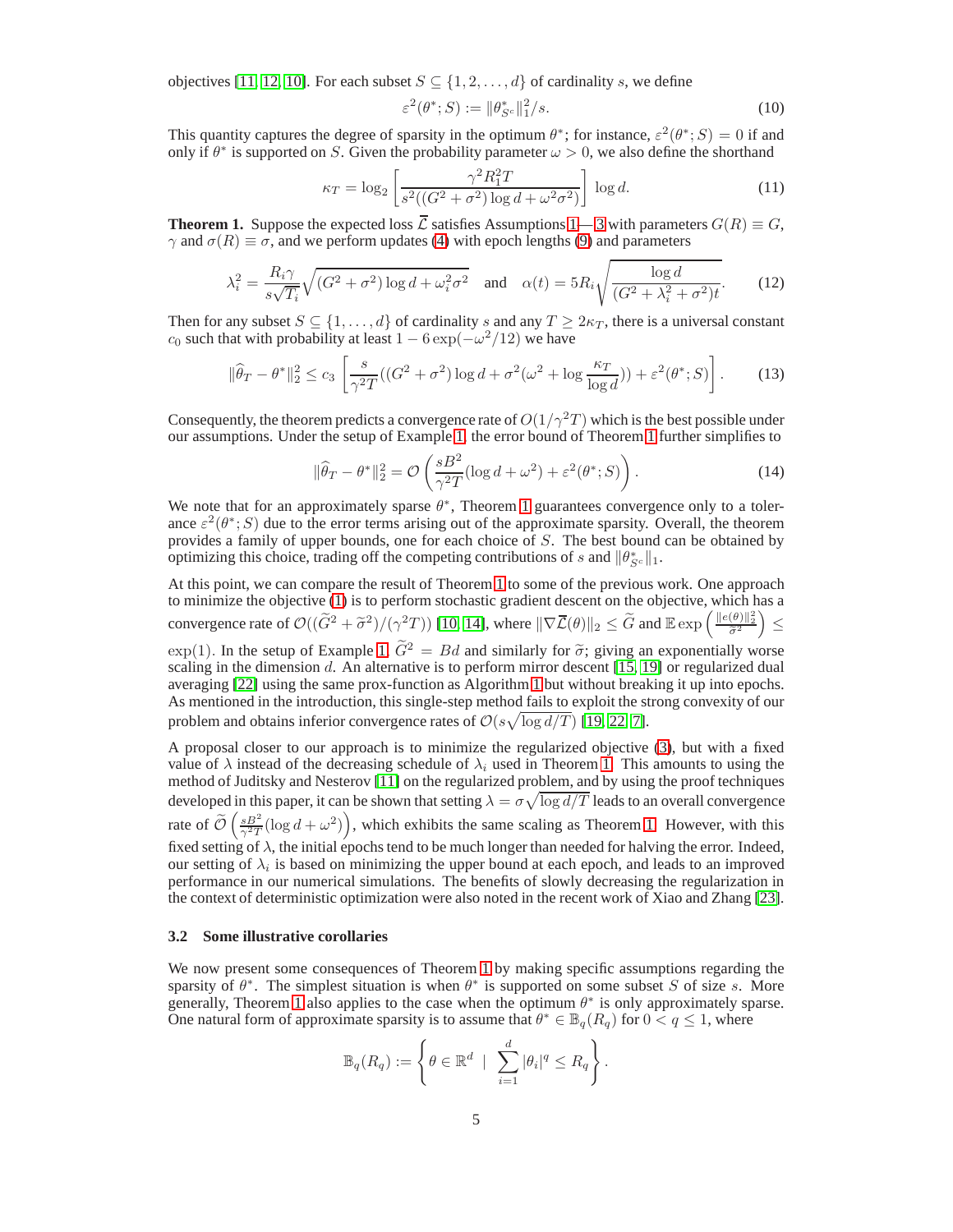objectives [11, 12, 10]. For each subset $S \subseteq \{1, 2, \ldots, d\}$ of cardinality $s$, we define

$$\varepsilon^2(\theta^*; S) := \|\theta^*_{S^c}\|_1^2 / s. \tag{10}$$

This quantity captures the degree of sparsity in the optimum $\theta^*$; for instance, $\varepsilon^2(\theta^*; S) = 0$ if and only if $\theta^*$ is supported on $S$. Given the probability parameter $\omega > 0$, we also define the shorthand

$$\kappa_T = \log_2 \left[ \frac{\gamma^2 R_1^2 T}{s^2((G^2 + \sigma^2)\log d + \omega^2 \sigma^2)} \right] \log d. \tag{11}$$

**Theorem 1.** Suppose the expected loss $\overline{\mathcal{L}}$ satisfies Assumptions 1—3 with parameters $G(R) \equiv G$, $\gamma$ and $\sigma(R) \equiv \sigma$, and we perform updates (4) with epoch lengths (9) and parameters

$$\lambda_i^2 = \frac{R_i \gamma}{s\sqrt{T_i}} \sqrt{(G^2 + \sigma^2)\log d + \omega_i^2 \sigma^2} \quad \text{and} \quad \alpha(t) = 5R_i \sqrt{\frac{\log d}{(G^2 + \lambda_i^2 + \sigma^2)t}}. \tag{12}$$

Then for any subset $S \subseteq \{1, \ldots, d\}$ of cardinality $s$ and any $T \geq 2\kappa_T$, there is a universal constant $c_0$ such that with probability at least $1 - 6\exp(-\omega^2/12)$ we have

$$\|\widehat{\theta}_T - \theta^*\|_2^2 \leq c_3 \left[ \frac{s}{\gamma^2 T}((G^2 + \sigma^2)\log d + \sigma^2(\omega^2 + \log \frac{\kappa_T}{\log d})) + \varepsilon^2(\theta^*; S) \right]. \tag{13}$$

Consequently, the theorem predicts a convergence rate of $O(1/\gamma^2 T)$ which is the best possible under our assumptions. Under the setup of Example 1, the error bound of Theorem 1 further simplifies to

$$\|\widehat{\theta}_T - \theta^*\|_2^2 = \mathcal{O}\left( \frac{sB^2}{\gamma^2 T}(\log d + \omega^2) + \varepsilon^2(\theta^*; S) \right). \tag{14}$$

We note that for an approximately sparse $\theta^*$, Theorem 1 guarantees convergence only to a tolerance $\varepsilon^2(\theta^*; S)$ due to the error terms arising out of the approximate sparsity. Overall, the theorem provides a family of upper bounds, one for each choice of $S$. The best bound can be obtained by optimizing this choice, trading off the competing contributions of $s$ and $\|\theta^*_{S^c}\|_1$.

At this point, we can compare the result of Theorem 1 to some of the previous work. One approach to minimize the objective (1) is to perform stochastic gradient descent on the objective, which has a convergence rate of $\mathcal{O}((\widetilde{G}^2 + \widetilde{\sigma}^2)/(\gamma^2 T))$ [10, 14], where $\|\nabla \overline{\mathcal{L}}(\theta)\|_2 \leq \widetilde{G}$ and $\mathbb{E}\exp\left(\frac{\|e(\theta)\|_2^2}{\widetilde{\sigma}^2}\right) \leq \exp(1)$. In the setup of Example 1, $\widetilde{G}^2 = Bd$ and similarly for $\widetilde{\sigma}$; giving an exponentially worse scaling in the dimension $d$. An alternative is to perform mirror descent [15, 19] or regularized dual averaging [22] using the same prox-function as Algorithm 1 but without breaking it up into epochs. As mentioned in the introduction, this single-step method fails to exploit the strong convexity of our problem and obtains inferior convergence rates of $\mathcal{O}(s\sqrt{\log d/T})$ [19, 22, 7].

A proposal closer to our approach is to minimize the regularized objective (3), but with a fixed value of $\lambda$ instead of the decreasing schedule of $\lambda_i$ used in Theorem 1. This amounts to using the method of Juditsky and Nesterov [11] on the regularized problem, and by using the proof techniques developed in this paper, it can be shown that setting $\lambda = \sigma\sqrt{\log d/T}$ leads to an overall convergence rate of $\widetilde{\mathcal{O}}\left(\frac{sB^2}{\gamma^2 T}(\log d + \omega^2)\right)$, which exhibits the same scaling as Theorem 1. However, with this fixed setting of $\lambda$, the initial epochs tend to be much longer than needed for halving the error. Indeed, our setting of $\lambda_i$ is based on minimizing the upper bound at each epoch, and leads to an improved performance in our numerical simulations. The benefits of slowly decreasing the regularization in the context of deterministic optimization were also noted in the recent work of Xiao and Zhang [23].

### 3.2 Some illustrative corollaries

We now present some consequences of Theorem 1 by making specific assumptions regarding the sparsity of $\theta^*$. The simplest situation is when $\theta^*$ is supported on some subset $S$ of size $s$. More generally, Theorem 1 also applies to the case when the optimum $\theta^*$ is only approximately sparse. One natural form of approximate sparsity is to assume that $\theta^* \in \mathbb{B}_q(R_q)$ for $0 < q \leq 1$, where

$$\mathbb{B}_q(R_q) := \left\{ \theta \in \mathbb{R}^d \;\mid\; \sum_{i=1}^d |\theta_i|^q \leq R_q \right\}.$$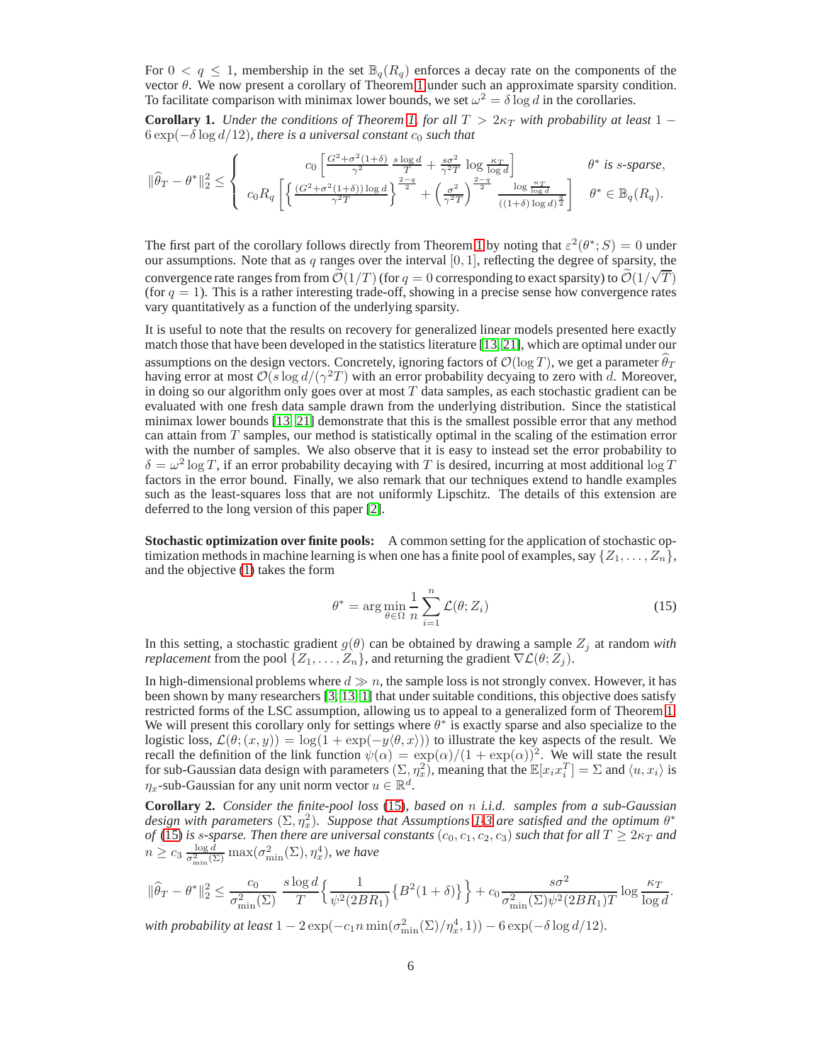For $0 < q \leq 1$, membership in the set $\mathbb{B}_q(R_q)$ enforces a decay rate on the components of the vector $\theta$. We now present a corollary of Theorem 1 under such an approximate sparsity condition. To facilitate comparison with minimax lower bounds, we set $\omega^2 = \delta \log d$ in the corollaries.

**Corollary 1.** *Under the conditions of Theorem 1, for all $T > 2\kappa_T$ with probability at least $1 - 6\exp(-\delta \log d/12)$, there is a universal constant $c_0$ such that*

$$\|\widehat{\theta}_T - \theta^*\|_2^2 \leq \begin{cases} c_0 \left[ \frac{G^2 + \sigma^2(1+\delta)}{\gamma^2} \frac{s \log d}{T} + \frac{s\sigma^2}{\gamma^2 T} \log \frac{\kappa_T}{\log d} \right] & \theta^* \text{ is } s\text{-sparse}, \\ c_0 R_q \left[ \left\{ \frac{(G^2 + \sigma^2(1+\delta)) \log d}{\gamma^2 T} \right\}^{\frac{2-q}{2}} + \left( \frac{\sigma^2}{\gamma^2 T} \right)^{\frac{2-q}{2}} \frac{\log \frac{\kappa_T}{\log d}}{((1+\delta)\log d)^{\frac{q}{2}}} \right] & \theta^* \in \mathbb{B}_q(R_q). \end{cases}$$

The first part of the corollary follows directly from Theorem 1 by noting that $\varepsilon^2(\theta^*; S) = 0$ under our assumptions. Note that as $q$ ranges over the interval $[0, 1]$, reflecting the degree of sparsity, the convergence rate ranges from from $\widetilde{\mathcal{O}}(1/T)$ (for $q = 0$ corresponding to exact sparsity) to $\widetilde{\mathcal{O}}(1/\sqrt{T})$ (for $q = 1$). This is a rather interesting trade-off, showing in a precise sense how convergence rates vary quantitatively as a function of the underlying sparsity.

It is useful to note that the results on recovery for generalized linear models presented here exactly match those that have been developed in the statistics literature [13, 21], which are optimal under our assumptions on the design vectors. Concretely, ignoring factors of $\mathcal{O}(\log T)$, we get a parameter $\widehat{\theta}_T$ having error at most $\mathcal{O}(s \log d/(\gamma^2 T))$ with an error probability decyaing to zero with $d$. Moreover, in doing so our algorithm only goes over at most $T$ data samples, as each stochastic gradient can be evaluated with one fresh data sample drawn from the underlying distribution. Since the statistical minimax lower bounds [13, 21] demonstrate that this is the smallest possible error that any method can attain from $T$ samples, our method is statistically optimal in the scaling of the estimation error with the number of samples. We also observe that it is easy to instead set the error probability to $\delta = \omega^2 \log T$, if an error probability decaying with $T$ is desired, incurring at most additional $\log T$ factors in the error bound. Finally, we also remark that our techniques extend to handle examples such as the least-squares loss that are not uniformly Lipschitz. The details of this extension are deferred to the long version of this paper [2].

**Stochastic optimization over finite pools:** A common setting for the application of stochastic optimization methods in machine learning is when one has a finite pool of examples, say $\{Z_1, \ldots, Z_n\}$, and the objective (1) takes the form

$$\theta^* = \arg\min_{\theta \in \Omega} \frac{1}{n} \sum_{i=1}^{n} \mathcal{L}(\theta; Z_i) \tag{15}$$

In this setting, a stochastic gradient $g(\theta)$ can be obtained by drawing a sample $Z_j$ at random *with replacement* from the pool $\{Z_1, \ldots, Z_n\}$, and returning the gradient $\nabla \mathcal{L}(\theta; Z_j)$.

In high-dimensional problems where $d \gg n$, the sample loss is not strongly convex. However, it has been shown by many researchers [3, 13, 1] that under suitable conditions, this objective does satisfy restricted forms of the LSC assumption, allowing us to appeal to a generalized form of Theorem 1. We will present this corollary only for settings where $\theta^*$ is exactly sparse and also specialize to the logistic loss, $\mathcal{L}(\theta; (x, y)) = \log(1 + \exp(-y\langle \theta, x \rangle))$ to illustrate the key aspects of the result. We recall the definition of the link function $\psi(\alpha) = \exp(\alpha)/(1 + \exp(\alpha))^2$. We will state the result for sub-Gaussian data design with parameters $(\Sigma, \eta_x^2)$, meaning that the $\mathbb{E}[x_i x_i^T] = \Sigma$ and $\langle u, x_i \rangle$ is $\eta_x$-sub-Gaussian for any unit norm vector $u \in \mathbb{R}^d$.

**Corollary 2.** *Consider the finite-pool loss (15), based on $n$ i.i.d. samples from a sub-Gaussian design with parameters $(\Sigma, \eta_x^2)$. Suppose that Assumptions 1-3 are satisfied and the optimum $\theta^*$ of (15) is $s$-sparse. Then there are universal constants $(c_0, c_1, c_2, c_3)$ such that for all $T \geq 2\kappa_T$ and $n \geq c_3 \frac{\log d}{\sigma^2_{\min}(\Sigma)} \max(\sigma^2_{\min}(\Sigma), \eta_x^4)$, we have*

$$\|\widehat{\theta}_T - \theta^*\|_2^2 \leq \frac{c_0}{\sigma^2_{\min}(\Sigma)} \frac{s \log d}{T} \left\{ \frac{1}{\psi^2(2BR_1)} \left\{ B^2(1+\delta) \right\} \right\} + c_0 \frac{s\sigma^2}{\sigma^2_{\min}(\Sigma) \psi^2(2BR_1) T} \log \frac{\kappa_T}{\log d}.$$

*with probability at least $1 - 2\exp(-c_1 n \min(\sigma^2_{\min}(\Sigma)/\eta_x^4, 1)) - 6\exp(-\delta \log d/12)$.*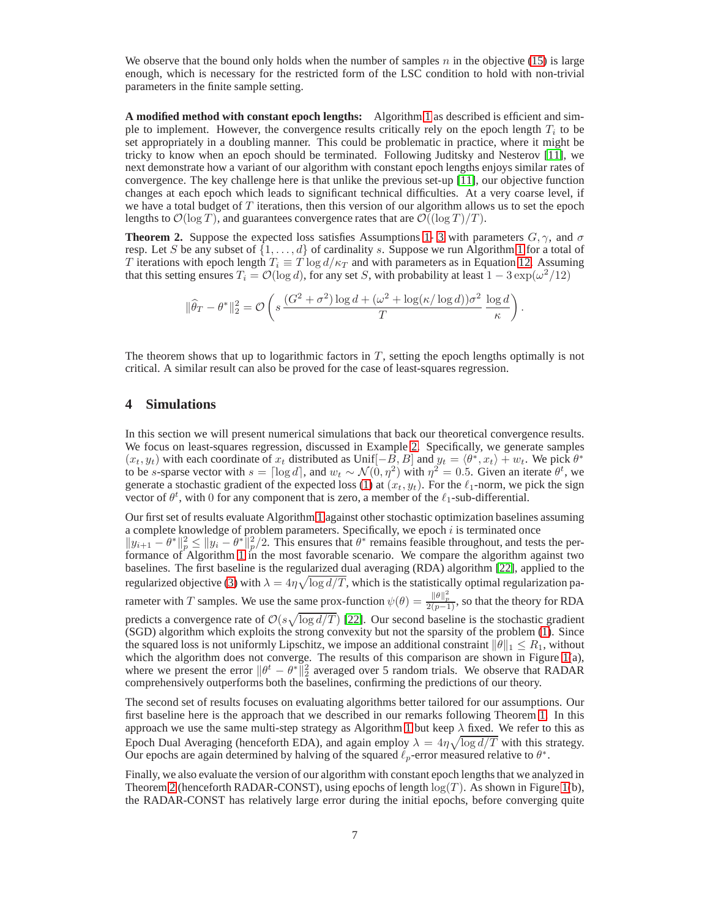We observe that the bound only holds when the number of samples $n$ in the objective (15) is large enough, which is necessary for the restricted form of the LSC condition to hold with non-trivial parameters in the finite sample setting.

**A modified method with constant epoch lengths:** Algorithm 1 as described is efficient and simple to implement. However, the convergence results critically rely on the epoch length $T_i$ to be set appropriately in a doubling manner. This could be problematic in practice, where it might be tricky to know when an epoch should be terminated. Following Juditsky and Nesterov [11], we next demonstrate how a variant of our algorithm with constant epoch lengths enjoys similar rates of convergence. The key challenge here is that unlike the previous set-up [11], our objective function changes at each epoch which leads to significant technical difficulties. At a very coarse level, if we have a total budget of $T$ iterations, then this version of our algorithm allows us to set the epoch lengths to $\mathcal{O}(\log T)$, and guarantees convergence rates that are $\mathcal{O}((\log T)/T)$.

**Theorem 2.** Suppose the expected loss satisfies Assumptions 1- 3 with parameters $G, \gamma$, and $\sigma$ resp. Let $S$ be any subset of $\{1, \ldots, d\}$ of cardinality $s$. Suppose we run Algorithm 1 for a total of $T$ iterations with epoch length $T_i \equiv T \log d/\kappa_T$ and with parameters as in Equation 12. Assuming that this setting ensures $T_i = \mathcal{O}(\log d)$, for any set $S$, with probability at least $1 - 3\exp(\omega^2/12)$

$$\|\widehat{\theta}_T - \theta^*\|_2^2 = \mathcal{O}\left(s\,\frac{(G^2+\sigma^2)\log d + (\omega^2 + \log(\kappa/\log d))\sigma^2}{T}\,\frac{\log d}{\kappa}\right).$$

The theorem shows that up to logarithmic factors in $T$, setting the epoch lengths optimally is not critical. A similar result can also be proved for the case of least-squares regression.

## 4 Simulations

In this section we will present numerical simulations that back our theoretical convergence results. We focus on least-squares regression, discussed in Example 2. Specifically, we generate samples $(x_t, y_t)$ with each coordinate of $x_t$ distributed as Unif$[-B, B]$ and $y_t = \langle \theta^*, x_t \rangle + w_t$. We pick $\theta^*$ to be $s$-sparse vector with $s = \lceil \log d \rceil$, and $w_t \sim \mathcal{N}(0, \eta^2)$ with $\eta^2 = 0.5$. Given an iterate $\theta^t$, we generate a stochastic gradient of the expected loss (1) at $(x_t, y_t)$. For the $\ell_1$-norm, we pick the sign vector of $\theta^t$, with 0 for any component that is zero, a member of the $\ell_1$-sub-differential.

Our first set of results evaluate Algorithm 1 against other stochastic optimization baselines assuming a complete knowledge of problem parameters. Specifically, we epoch $i$ is terminated once $\|y_{i+1} - \theta^*\|_p^2 \leq \|y_i - \theta^*\|_p^2/2$. This ensures that $\theta^*$ remains feasible throughout, and tests the performance of Algorithm 1 in the most favorable scenario. We compare the algorithm against two baselines. The first baseline is the regularized dual averaging (RDA) algorithm [22], applied to the regularized objective (3) with $\lambda = 4\eta\sqrt{\log d/T}$, which is the statistically optimal regularization parameter with $T$ samples. We use the same prox-function $\psi(\theta) = \frac{\|\theta\|_p^2}{2(p-1)}$, so that the theory for RDA predicts a convergence rate of $\mathcal{O}(s\sqrt{\log d/T})$ [22]. Our second baseline is the stochastic gradient (SGD) algorithm which exploits the strong convexity but not the sparsity of the problem (1). Since the squared loss is not uniformly Lipschitz, we impose an additional constraint $\|\theta\|_1 \leq R_1$, without which the algorithm does not converge. The results of this comparison are shown in Figure 1(a), where we present the error $\|\theta^t - \theta^*\|_2^2$ averaged over 5 random trials. We observe that RADAR comprehensively outperforms both the baselines, confirming the predictions of our theory.

The second set of results focuses on evaluating algorithms better tailored for our assumptions. Our first baseline here is the approach that we described in our remarks following Theorem 1. In this approach we use the same multi-step strategy as Algorithm 1 but keep $\lambda$ fixed. We refer to this as Epoch Dual Averaging (henceforth EDA), and again employ $\lambda = 4\eta\sqrt{\log d/T}$ with this strategy. Our epochs are again determined by halving of the squared $\ell_p$-error measured relative to $\theta^*$.

Finally, we also evaluate the version of our algorithm with constant epoch lengths that we analyzed in Theorem 2 (henceforth RADAR-CONST), using epochs of length $\log(T)$. As shown in Figure 1(b), the RADAR-CONST has relatively large error during the initial epochs, before converging quite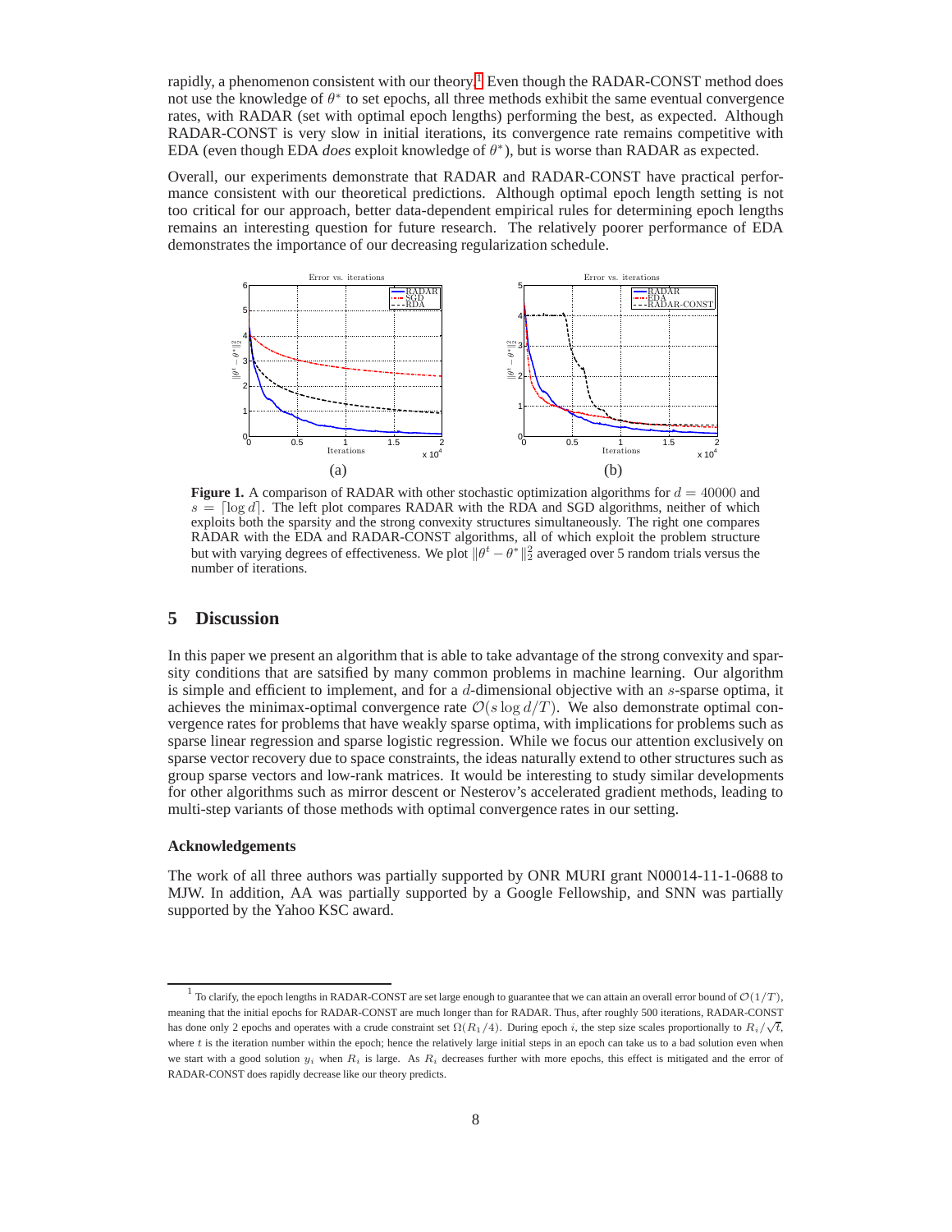rapidly, a phenomenon consistent with our theory.[1] Even though the RADAR-CONST method does not use the knowledge of $\theta^*$ to set epochs, all three methods exhibit the same eventual convergence rates, with RADAR (set with optimal epoch lengths) performing the best, as expected. Although RADAR-CONST is very slow in initial iterations, its convergence rate remains competitive with EDA (even though EDA *does* exploit knowledge of $\theta^*$), but is worse than RADAR as expected.

Overall, our experiments demonstrate that RADAR and RADAR-CONST have practical performance consistent with our theoretical predictions. Although optimal epoch length setting is not too critical for our approach, better data-dependent empirical rules for determining epoch lengths remains an interesting question for future research. The relatively poorer performance of EDA demonstrates the importance of our decreasing regularization schedule.

**Figure 1.** A comparison of RADAR with other stochastic optimization algorithms for $d = 40000$ and $s = \lceil \log d \rceil$. The left plot compares RADAR with the RDA and SGD algorithms, neither of which exploits both the sparsity and the strong convexity structures simultaneously. The right one compares RADAR with the EDA and RADAR-CONST algorithms, all of which exploit the problem structure but with varying degrees of effectiveness. We plot $\|\theta^t - \theta^*\|_2^2$ averaged over 5 random trials versus the number of iterations.

## 5 Discussion

In this paper we present an algorithm that is able to take advantage of the strong convexity and sparsity conditions that are satsified by many common problems in machine learning. Our algorithm is simple and efficient to implement, and for a $d$-dimensional objective with an $s$-sparse optima, it achieves the minimax-optimal convergence rate $\mathcal{O}(s \log d/T)$. We also demonstrate optimal convergence rates for problems that have weakly sparse optima, with implications for problems such as sparse linear regression and sparse logistic regression. While we focus our attention exclusively on sparse vector recovery due to space constraints, the ideas naturally extend to other structures such as group sparse vectors and low-rank matrices. It would be interesting to study similar developments for other algorithms such as mirror descent or Nesterov's accelerated gradient methods, leading to multi-step variants of those methods with optimal convergence rates in our setting.

### Acknowledgements

The work of all three authors was partially supported by ONR MURI grant N00014-11-1-0688 to MJW. In addition, AA was partially supported by a Google Fellowship, and SNN was partially supported by the Yahoo KSC award.

---

[1] To clarify, the epoch lengths in RADAR-CONST are set large enough to guarantee that we can attain an overall error bound of $\mathcal{O}(1/T)$, meaning that the initial epochs for RADAR-CONST are much longer than for RADAR. Thus, after roughly 500 iterations, RADAR-CONST has done only 2 epochs and operates with a crude constraint set $\Omega(R_1/4)$. During epoch $i$, the step size scales proportionally to $R_i/\sqrt{t}$, where $t$ is the iteration number within the epoch; hence the relatively large initial steps in an epoch can take us to a bad solution even when we start with a good solution $y_i$ when $R_i$ is large. As $R_i$ decreases further with more epochs, this effect is mitigated and the error of RADAR-CONST does rapidly decrease like our theory predicts.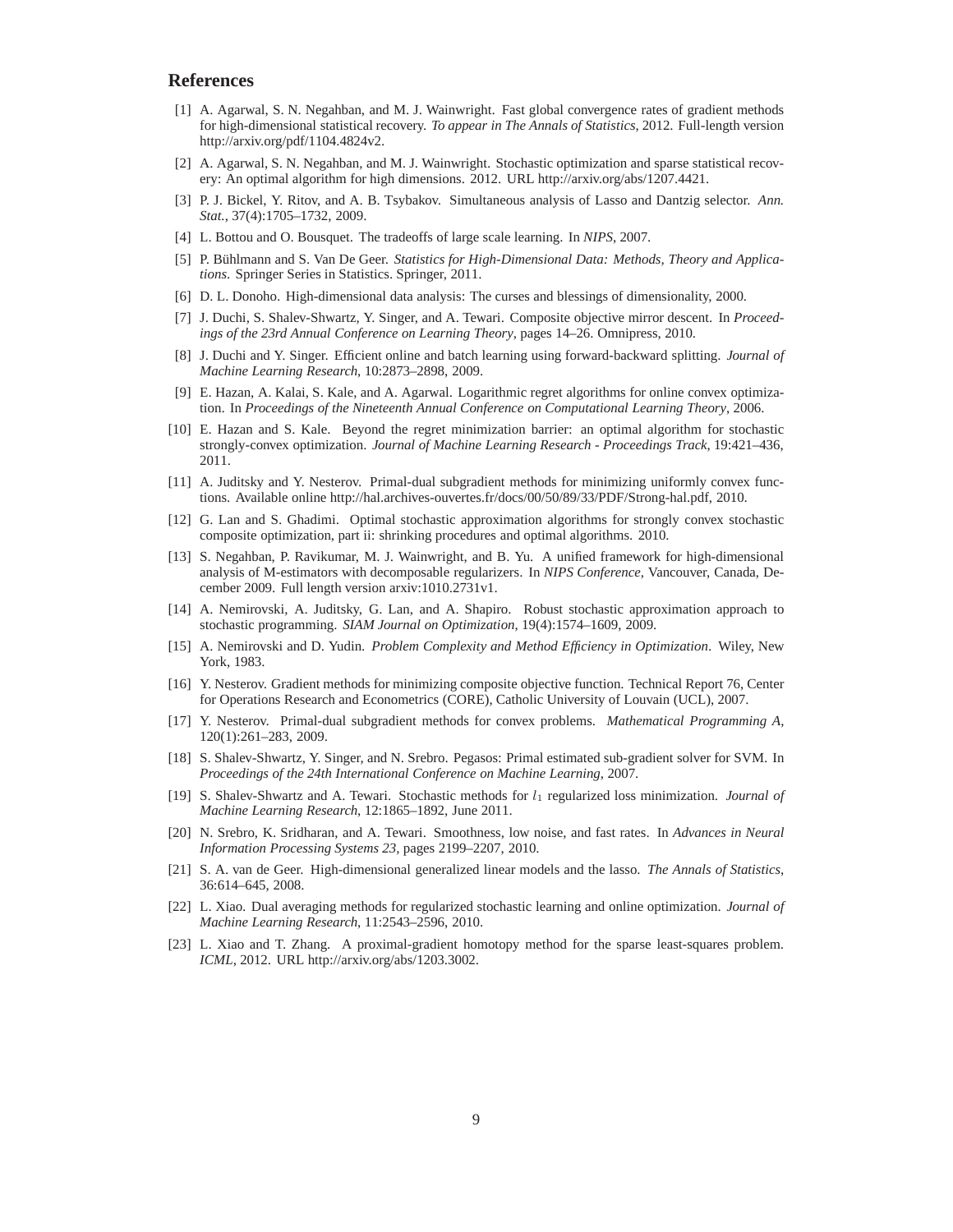## References

[1] A. Agarwal, S. N. Negahban, and M. J. Wainwright. Fast global convergence rates of gradient methods for high-dimensional statistical recovery. *To appear in The Annals of Statistics*, 2012. Full-length version http://arxiv.org/pdf/1104.4824v2.

[2] A. Agarwal, S. N. Negahban, and M. J. Wainwright. Stochastic optimization and sparse statistical recovery: An optimal algorithm for high dimensions. 2012. URL http://arxiv.org/abs/1207.4421.

[3] P. J. Bickel, Y. Ritov, and A. B. Tsybakov. Simultaneous analysis of Lasso and Dantzig selector. *Ann. Stat.*, 37(4):1705–1732, 2009.

[4] L. Bottou and O. Bousquet. The tradeoffs of large scale learning. In *NIPS*, 2007.

[5] P. Bühlmann and S. Van De Geer. *Statistics for High-Dimensional Data: Methods, Theory and Applications*. Springer Series in Statistics. Springer, 2011.

[6] D. L. Donoho. High-dimensional data analysis: The curses and blessings of dimensionality, 2000.

[7] J. Duchi, S. Shalev-Shwartz, Y. Singer, and A. Tewari. Composite objective mirror descent. In *Proceedings of the 23rd Annual Conference on Learning Theory*, pages 14–26. Omnipress, 2010.

[8] J. Duchi and Y. Singer. Efficient online and batch learning using forward-backward splitting. *Journal of Machine Learning Research*, 10:2873–2898, 2009.

[9] E. Hazan, A. Kalai, S. Kale, and A. Agarwal. Logarithmic regret algorithms for online convex optimization. In *Proceedings of the Nineteenth Annual Conference on Computational Learning Theory*, 2006.

[10] E. Hazan and S. Kale. Beyond the regret minimization barrier: an optimal algorithm for stochastic strongly-convex optimization. *Journal of Machine Learning Research - Proceedings Track*, 19:421–436, 2011.

[11] A. Juditsky and Y. Nesterov. Primal-dual subgradient methods for minimizing uniformly convex functions. Available online http://hal.archives-ouvertes.fr/docs/00/50/89/33/PDF/Strong-hal.pdf, 2010.

[12] G. Lan and S. Ghadimi. Optimal stochastic approximation algorithms for strongly convex stochastic composite optimization, part ii: shrinking procedures and optimal algorithms. 2010.

[13] S. Negahban, P. Ravikumar, M. J. Wainwright, and B. Yu. A unified framework for high-dimensional analysis of M-estimators with decomposable regularizers. In *NIPS Conference*, Vancouver, Canada, December 2009. Full length version arxiv:1010.2731v1.

[14] A. Nemirovski, A. Juditsky, G. Lan, and A. Shapiro. Robust stochastic approximation approach to stochastic programming. *SIAM Journal on Optimization*, 19(4):1574–1609, 2009.

[15] A. Nemirovski and D. Yudin. *Problem Complexity and Method Efficiency in Optimization*. Wiley, New York, 1983.

[16] Y. Nesterov. Gradient methods for minimizing composite objective function. Technical Report 76, Center for Operations Research and Econometrics (CORE), Catholic University of Louvain (UCL), 2007.

[17] Y. Nesterov. Primal-dual subgradient methods for convex problems. *Mathematical Programming A*, 120(1):261–283, 2009.

[18] S. Shalev-Shwartz, Y. Singer, and N. Srebro. Pegasos: Primal estimated sub-gradient solver for SVM. In *Proceedings of the 24th International Conference on Machine Learning*, 2007.

[19] S. Shalev-Shwartz and A. Tewari. Stochastic methods for $l_1$ regularized loss minimization. *Journal of Machine Learning Research*, 12:1865–1892, June 2011.

[20] N. Srebro, K. Sridharan, and A. Tewari. Smoothness, low noise, and fast rates. In *Advances in Neural Information Processing Systems 23*, pages 2199–2207, 2010.

[21] S. A. van de Geer. High-dimensional generalized linear models and the lasso. *The Annals of Statistics*, 36:614–645, 2008.

[22] L. Xiao. Dual averaging methods for regularized stochastic learning and online optimization. *Journal of Machine Learning Research*, 11:2543–2596, 2010.

[23] L. Xiao and T. Zhang. A proximal-gradient homotopy method for the sparse least-squares problem. *ICML*, 2012. URL http://arxiv.org/abs/1203.3002.